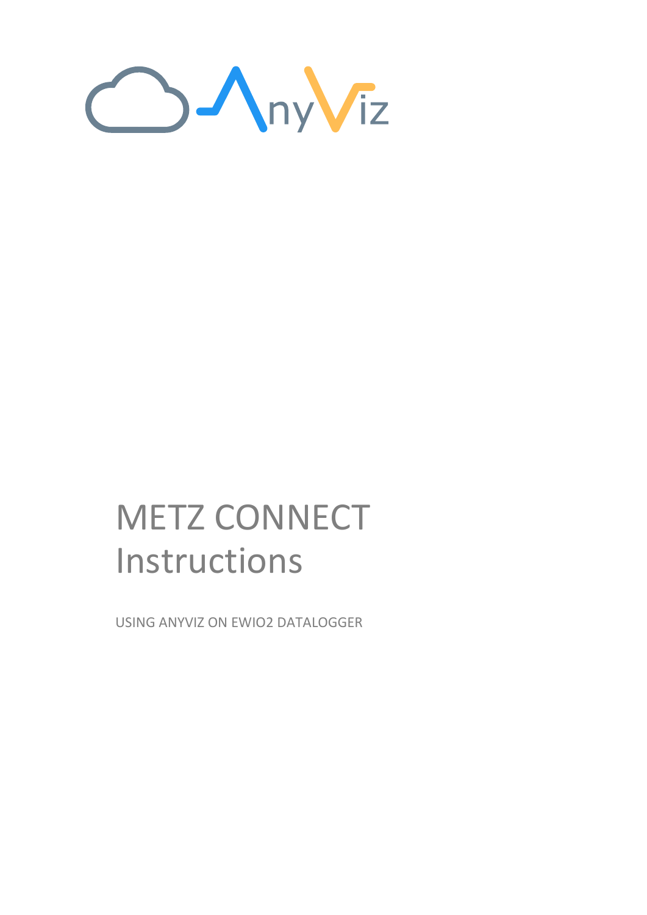# METZ CONNECT Instructions

USING ANYVIZ ON EWIO2 DATALOGGER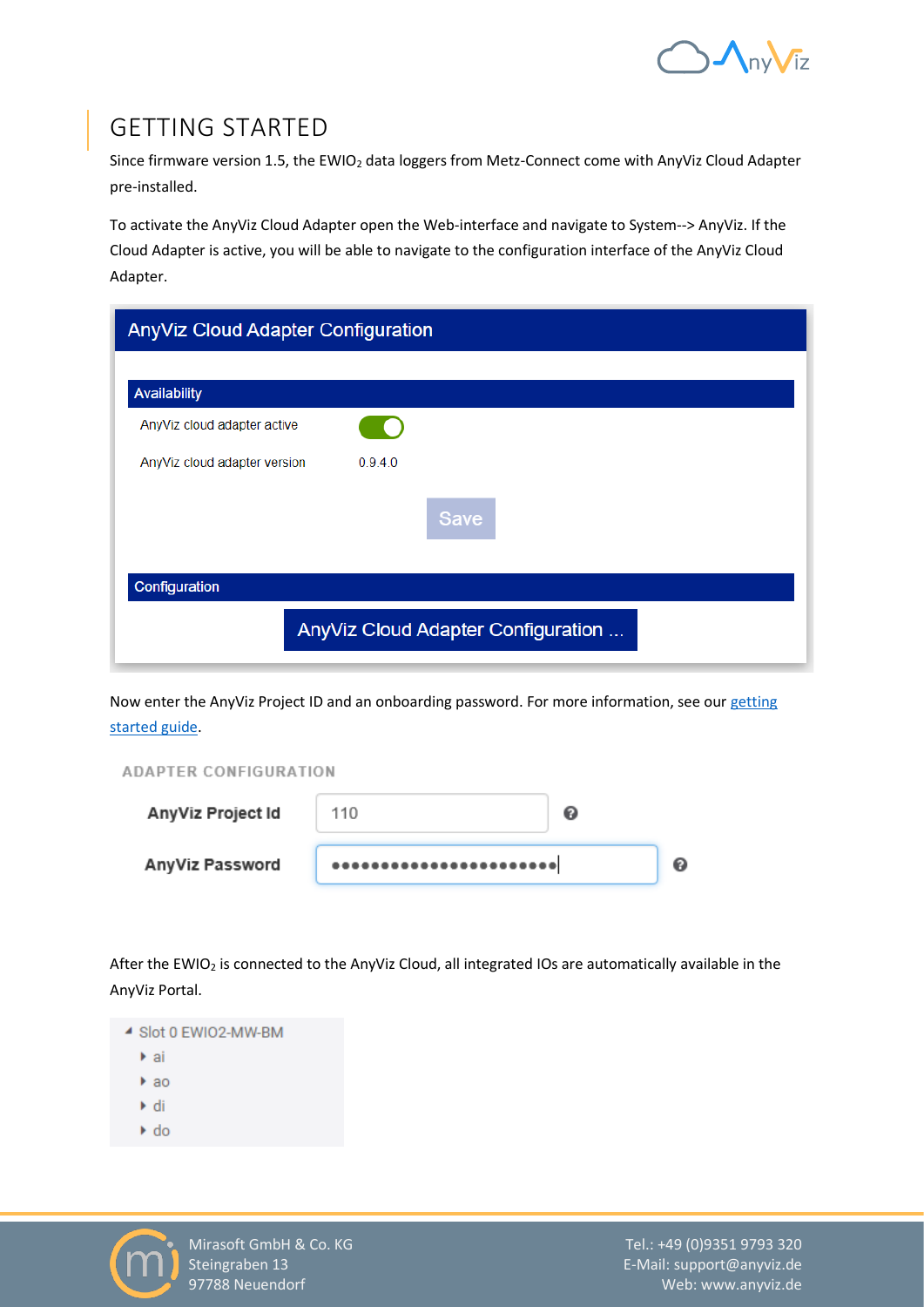# GETTING STARTED

Since firmware version 1.5, the $EWIO_2$ data loggers from Metz-Connect come with AnyViz Cloud Adapter pre-installed.

To activate the AnyViz Cloud Adapter open the Web-interface and navigate to System--> AnyViz. If the Cloud Adapter is active, you will be able to navigate to the configuration interface of the AnyViz Cloud Adapter.

AnyViz Cloud Adapter Configuration

Availability

AnyViz cloud adapter active

AnyViz cloud adapter version 0.9.4.0

Save

Configuration

AnyViz Cloud Adapter Configuration ...

Now enter the AnyViz Project ID and an onboarding password. For more information, see our getting started guide.

ADAPTER CONFIGURATION

AnyViz Project Id 110

AnyViz Password ●●●●●●●●●●●●●●●●●●●●●●●

After the $EWIO_2$ is connected to the AnyViz Cloud, all integrated IOs are automatically available in the AnyViz Portal.

- Slot 0 EWIO2-MW-BM
  - ai
  - ao
  - di
  - do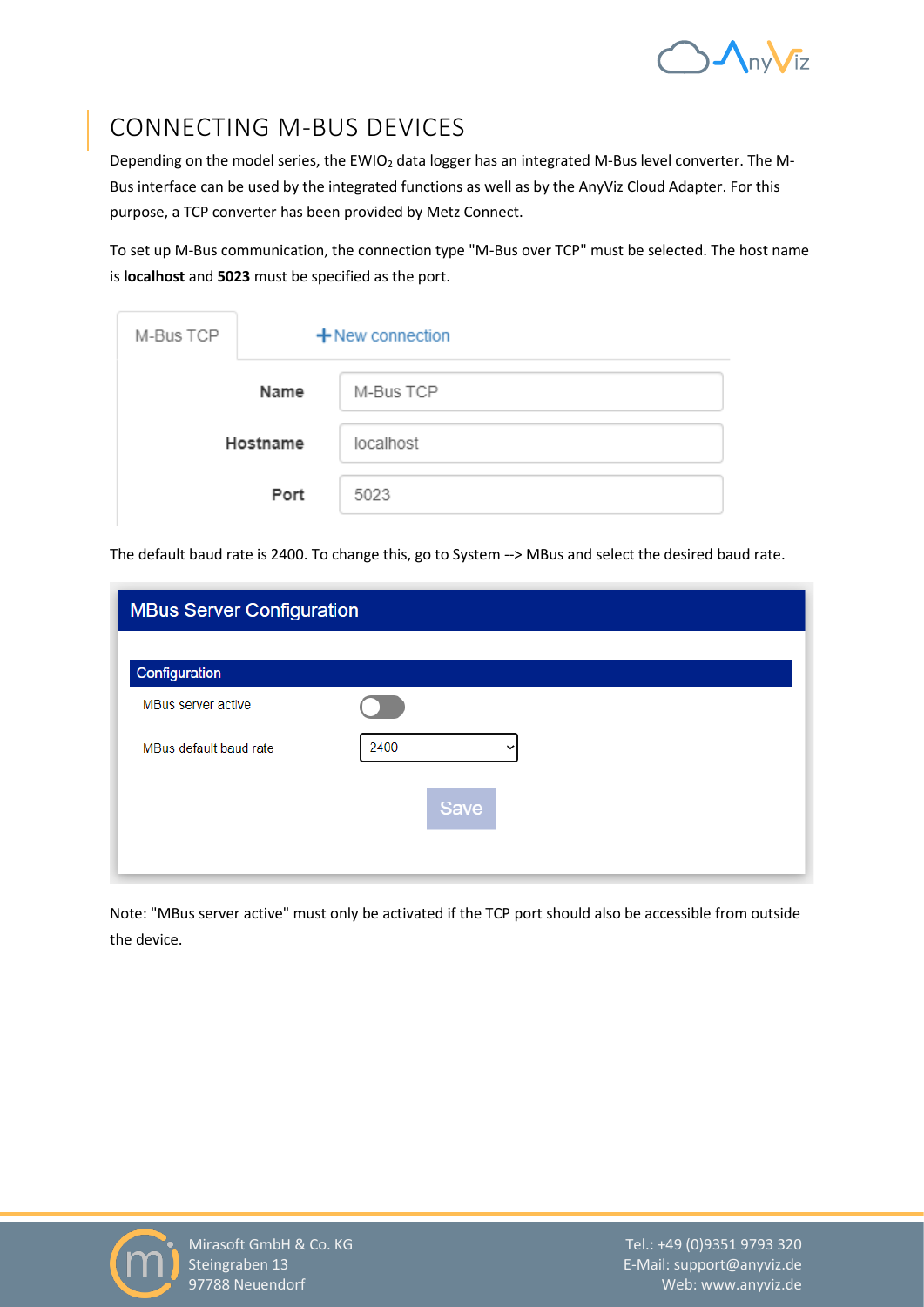## CONNECTING M-BUS DEVICES

Depending on the model series, the $EWIO_2$ data logger has an integrated M-Bus level converter. The M-Bus interface can be used by the integrated functions as well as by the AnyViz Cloud Adapter. For this purpose, a TCP converter has been provided by Metz Connect.

To set up M-Bus communication, the connection type "M-Bus over TCP" must be selected. The host name is **localhost** and **5023** must be specified as the port.

M-Bus TCP | + New connection

| | |
|---|---|
| **Name** | M-Bus TCP |
| **Hostname** | localhost |
| **Port** | 5023 |

The default baud rate is 2400. To change this, go to System --> MBus and select the desired baud rate.

**MBus Server Configuration**

**Configuration**

| | |
|---|---|
| MBus server active | (off) |
| MBus default baud rate | 2400 |

Save

Note: "MBus server active" must only be activated if the TCP port should also be accessible from outside the device.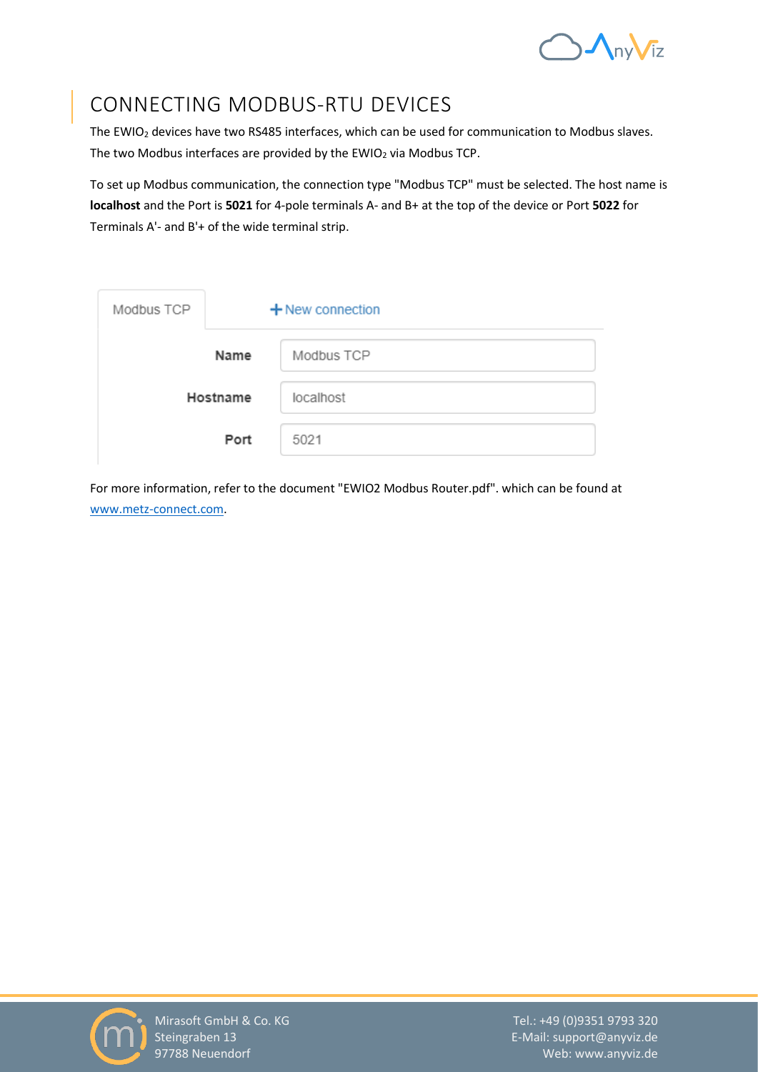# CONNECTING MODBUS-RTU DEVICES

The $EWIO_2$ devices have two RS485 interfaces, which can be used for communication to Modbus slaves. The two Modbus interfaces are provided by the $EWIO_2$ via Modbus TCP.

To set up Modbus communication, the connection type "Modbus TCP" must be selected. The host name is **localhost** and the Port is **5021** for 4-pole terminals A- and B+ at the top of the device or Port **5022** for Terminals A'- and B'+ of the wide terminal strip.

Modbus TCP

+ New connection

| | |
|---|---|
| Name | Modbus TCP |
| Hostname | localhost |
| Port | 5021 |

For more information, refer to the document "EWIO2 Modbus Router.pdf". which can be found at [www.metz-connect.com](www.metz-connect.com).